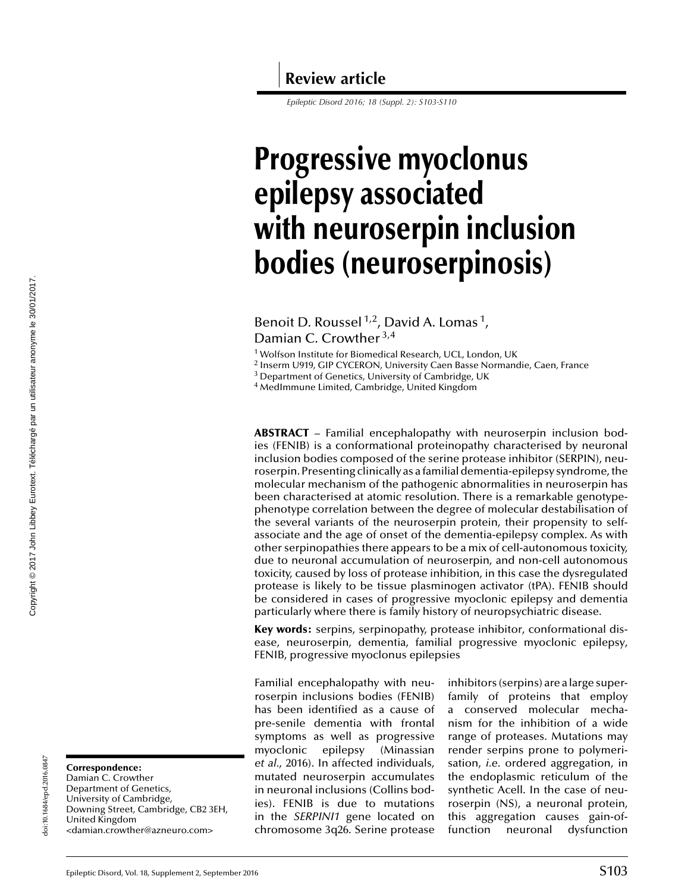Review article

# Progressive myoclonus epilepsy associated with neuroserpin inclusion bodies (neuroserpinosis)

Benoit D. Roussel[1,2], David A. Lomas[1], Damian C. Crowther[3,4]

[1] Wolfson Institute for Biomedical Research, UCL, London, UK
[2] Inserm U919, GIP CYCERON, University Caen Basse Normandie, Caen, France
[3] Department of Genetics, University of Cambridge, UK
[4] MedImmune Limited, Cambridge, United Kingdom

**ABSTRACT** – Familial encephalopathy with neuroserpin inclusion bodies (FENIB) is a conformational proteinopathy characterised by neuronal inclusion bodies composed of the serine protease inhibitor (SERPIN), neuroserpin. Presenting clinically as a familial dementia-epilepsy syndrome, the molecular mechanism of the pathogenic abnormalities in neuroserpin has been characterised at atomic resolution. There is a remarkable genotype-phenotype correlation between the degree of molecular destabilisation of the several variants of the neuroserpin protein, their propensity to self-associate and the age of onset of the dementia-epilepsy complex. As with other serpinopathies there appears to be a mix of cell-autonomous toxicity, due to neuronal accumulation of neuroserpin, and non-cell autonomous toxicity, caused by loss of protease inhibition, in this case the dysregulated protease is likely to be tissue plasminogen activator (tPA). FENIB should be considered in cases of progressive myoclonic epilepsy and dementia particularly where there is family history of neuropsychiatric disease.

**Key words:** serpins, serpinopathy, protease inhibitor, conformational disease, neuroserpin, dementia, familial progressive myoclonic epilepsy, FENIB, progressive myoclonus epilepsies

**Correspondence:**
Damian C. Crowther
Department of Genetics,
University of Cambridge,
Downing Street, Cambridge, CB2 3EH,
United Kingdom
<damian.crowther@azneuro.com>

Familial encephalopathy with neuroserpin inclusions bodies (FENIB) has been identified as a cause of pre-senile dementia with frontal symptoms as well as progressive myoclonic epilepsy (Minassian *et al*., 2016). In affected individuals, mutated neuroserpin accumulates in neuronal inclusions (Collins bodies). FENIB is due to mutations in the *SERPINI1* gene located on chromosome 3q26. Serine protease inhibitors (serpins) are a large superfamily of proteins that employ a conserved molecular mechanism for the inhibition of a wide range of proteases. Mutations may render serpins prone to polymerisation, *i.e.* ordered aggregation, in the endoplasmic reticulum of the synthetic Acell. In the case of neuroserpin (NS), a neuronal protein, this aggregation causes gain-of-function neuronal dysfunction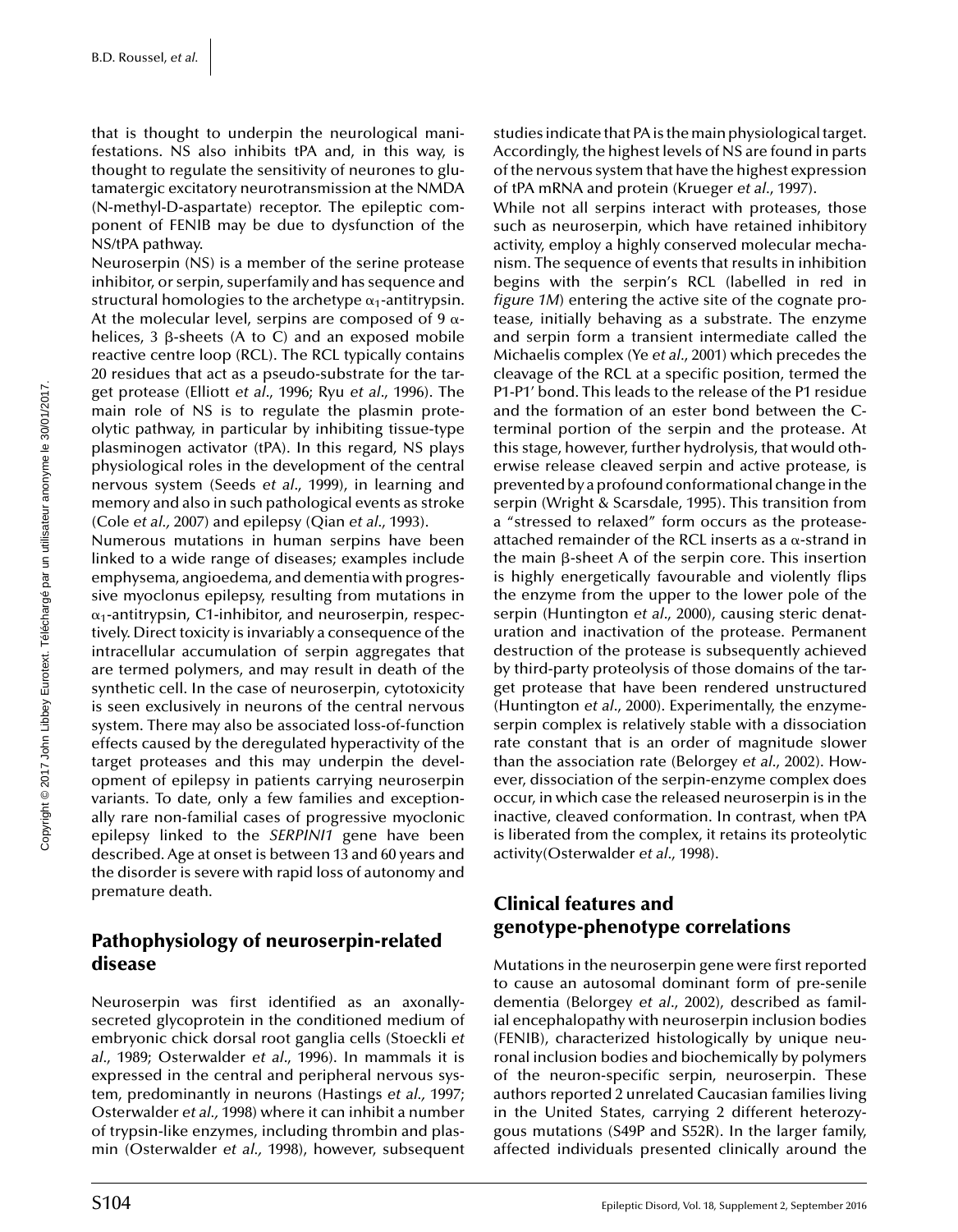that is thought to underpin the neurological manifestations. NS also inhibits tPA and, in this way, is thought to regulate the sensitivity of neurones to glutamatergic excitatory neurotransmission at the NMDA (N-methyl-D-aspartate) receptor. The epileptic component of FENIB may be due to dysfunction of the NS/tPA pathway.

Neuroserpin (NS) is a member of the serine protease inhibitor, or serpin, superfamily and has sequence and structural homologies to the archetype $\alpha_1$-antitrypsin. At the molecular level, serpins are composed of 9 $\alpha$-helices, 3 $\beta$-sheets (A to C) and an exposed mobile reactive centre loop (RCL). The RCL typically contains 20 residues that act as a pseudo-substrate for the target protease (Elliott *et al*., 1996; Ryu *et al*., 1996). The main role of NS is to regulate the plasmin proteolytic pathway, in particular by inhibiting tissue-type plasminogen activator (tPA). In this regard, NS plays physiological roles in the development of the central nervous system (Seeds *et al*., 1999), in learning and memory and also in such pathological events as stroke (Cole *et al*., 2007) and epilepsy (Qian *et al*., 1993).

Numerous mutations in human serpins have been linked to a wide range of diseases; examples include emphysema, angioedema, and dementia with progressive myoclonus epilepsy, resulting from mutations in $\alpha_1$-antitrypsin, C1-inhibitor, and neuroserpin, respectively. Direct toxicity is invariably a consequence of the intracellular accumulation of serpin aggregates that are termed polymers, and may result in death of the synthetic cell. In the case of neuroserpin, cytotoxicity is seen exclusively in neurons of the central nervous system. There may also be associated loss-of-function effects caused by the deregulated hyperactivity of the target proteases and this may underpin the development of epilepsy in patients carrying neuroserpin variants. To date, only a few families and exceptionally rare non-familial cases of progressive myoclonic epilepsy linked to the *SERPINI1* gene have been described. Age at onset is between 13 and 60 years and the disorder is severe with rapid loss of autonomy and premature death.

## Pathophysiology of neuroserpin-related disease

Neuroserpin was first identified as an axonally-secreted glycoprotein in the conditioned medium of embryonic chick dorsal root ganglia cells (Stoeckli *et al*., 1989; Osterwalder *et al*., 1996). In mammals it is expressed in the central and peripheral nervous system, predominantly in neurons (Hastings *et al*., 1997; Osterwalder *et al*., 1998) where it can inhibit a number of trypsin-like enzymes, including thrombin and plasmin (Osterwalder *et al*., 1998), however, subsequent studies indicate that PA is the main physiological target. Accordingly, the highest levels of NS are found in parts of the nervous system that have the highest expression of tPA mRNA and protein (Krueger *et al*., 1997).

While not all serpins interact with proteases, those such as neuroserpin, which have retained inhibitory activity, employ a highly conserved molecular mechanism. The sequence of events that results in inhibition begins with the serpin's RCL (labelled in red in *figure 1M*) entering the active site of the cognate protease, initially behaving as a substrate. The enzyme and serpin form a transient intermediate called the Michaelis complex (Ye *et al*., 2001) which precedes the cleavage of the RCL at a specific position, termed the P1-P1′ bond. This leads to the release of the P1 residue and the formation of an ester bond between the C-terminal portion of the serpin and the protease. At this stage, however, further hydrolysis, that would otherwise release cleaved serpin and active protease, is prevented by a profound conformational change in the serpin (Wright & Scarsdale, 1995). This transition from a "stressed to relaxed" form occurs as the protease-attached remainder of the RCL inserts as a $\alpha$-strand in the main $\beta$-sheet A of the serpin core. This insertion is highly energetically favourable and violently flips the enzyme from the upper to the lower pole of the serpin (Huntington *et al*., 2000), causing steric denaturation and inactivation of the protease. Permanent destruction of the protease is subsequently achieved by third-party proteolysis of those domains of the target protease that have been rendered unstructured (Huntington *et al*., 2000). Experimentally, the enzyme-serpin complex is relatively stable with a dissociation rate constant that is an order of magnitude slower than the association rate (Belorgey *et al*., 2002). However, dissociation of the serpin-enzyme complex does occur, in which case the released neuroserpin is in the inactive, cleaved conformation. In contrast, when tPA is liberated from the complex, it retains its proteolytic activity(Osterwalder *et al*., 1998).

## Clinical features and genotype-phenotype correlations

Mutations in the neuroserpin gene were first reported to cause an autosomal dominant form of pre-senile dementia (Belorgey *et al*., 2002), described as familial encephalopathy with neuroserpin inclusion bodies (FENIB), characterized histologically by unique neuronal inclusion bodies and biochemically by polymers of the neuron-specific serpin, neuroserpin. These authors reported 2 unrelated Caucasian families living in the United States, carrying 2 different heterozygous mutations (S49P and S52R). In the larger family, affected individuals presented clinically around the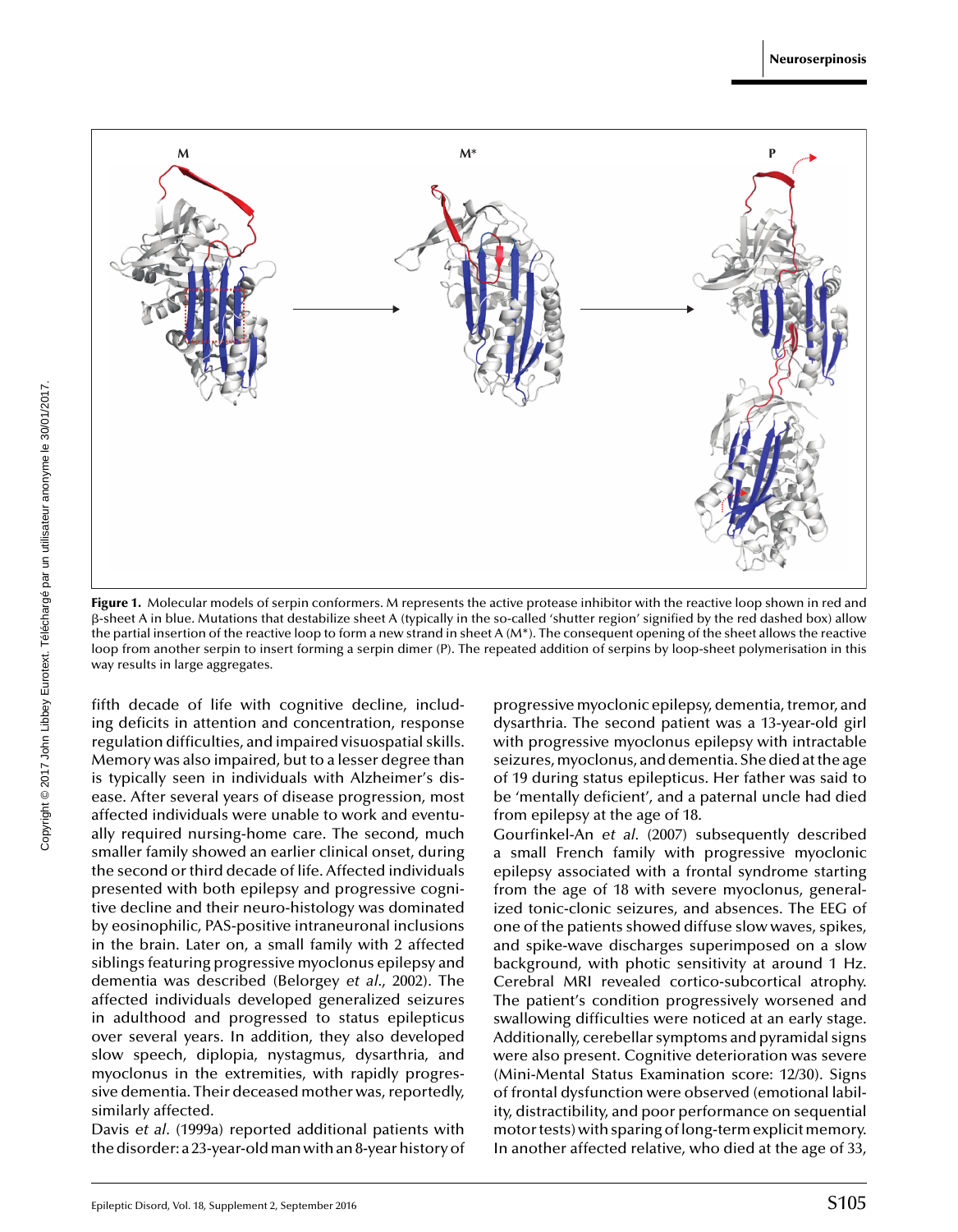**Figure 1.** Molecular models of serpin conformers. M represents the active protease inhibitor with the reactive loop shown in red and β-sheet A in blue. Mutations that destabilize sheet A (typically in the so-called 'shutter region' signified by the red dashed box) allow the partial insertion of the reactive loop to form a new strand in sheet A (M*). The consequent opening of the sheet allows the reactive loop from another serpin to insert forming a serpin dimer (P). The repeated addition of serpins by loop-sheet polymerisation in this way results in large aggregates.

fifth decade of life with cognitive decline, including deficits in attention and concentration, response regulation difficulties, and impaired visuospatial skills. Memory was also impaired, but to a lesser degree than is typically seen in individuals with Alzheimer's disease. After several years of disease progression, most affected individuals were unable to work and eventually required nursing-home care. The second, much smaller family showed an earlier clinical onset, during the second or third decade of life. Affected individuals presented with both epilepsy and progressive cognitive decline and their neuro-histology was dominated by eosinophilic, PAS-positive intraneuronal inclusions in the brain. Later on, a small family with 2 affected siblings featuring progressive myoclonus epilepsy and dementia was described (Belorgey *et al.*, 2002). The affected individuals developed generalized seizures in adulthood and progressed to status epilepticus over several years. In addition, they also developed slow speech, diplopia, nystagmus, dysarthria, and myoclonus in the extremities, with rapidly progressive dementia. Their deceased mother was, reportedly, similarly affected.

Davis *et al.* (1999a) reported additional patients with the disorder: a 23-year-old man with an 8-year history of progressive myoclonic epilepsy, dementia, tremor, and dysarthria. The second patient was a 13-year-old girl with progressive myoclonus epilepsy with intractable seizures, myoclonus, and dementia. She died at the age of 19 during status epilepticus. Her father was said to be 'mentally deficient', and a paternal uncle had died from epilepsy at the age of 18.

Gourfinkel-An *et al.* (2007) subsequently described a small French family with progressive myoclonic epilepsy associated with a frontal syndrome starting from the age of 18 with severe myoclonus, generalized tonic-clonic seizures, and absences. The EEG of one of the patients showed diffuse slow waves, spikes, and spike-wave discharges superimposed on a slow background, with photic sensitivity at around 1 Hz. Cerebral MRI revealed cortico-subcortical atrophy. The patient's condition progressively worsened and swallowing difficulties were noticed at an early stage. Additionally, cerebellar symptoms and pyramidal signs were also present. Cognitive deterioration was severe (Mini-Mental Status Examination score: 12/30). Signs of frontal dysfunction were observed (emotional lability, distractibility, and poor performance on sequential motor tests) with sparing of long-term explicit memory. In another affected relative, who died at the age of 33,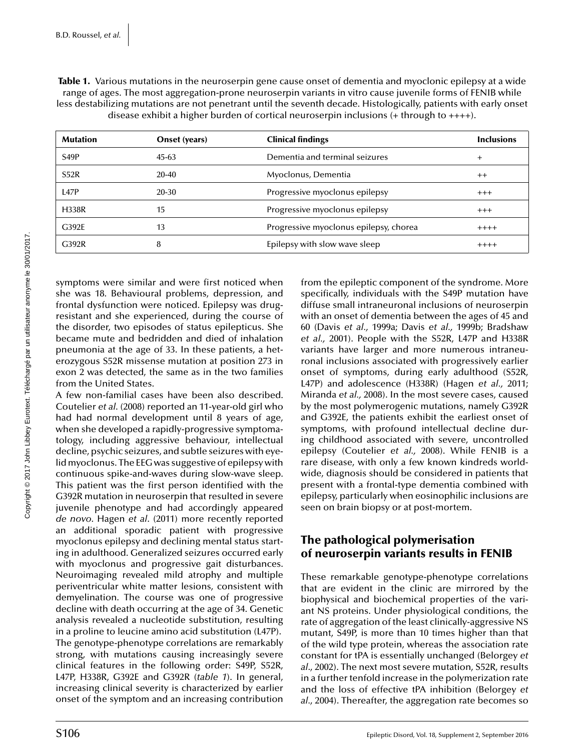**Table 1.** Various mutations in the neuroserpin gene cause onset of dementia and myoclonic epilepsy at a wide range of ages. The most aggregation-prone neuroserpin variants in vitro cause juvenile forms of FENIB while less destabilizing mutations are not penetrant until the seventh decade. Histologically, patients with early onset disease exhibit a higher burden of cortical neuroserpin inclusions (+ through to ++++).

| Mutation | Onset (years) | Clinical findings | Inclusions |
|---|---|---|---|
| S49P | 45-63 | Dementia and terminal seizures | + |
| S52R | 20-40 | Myoclonus, Dementia | ++ |
| L47P | 20-30 | Progressive myoclonus epilepsy | +++ |
| H338R | 15 | Progressive myoclonus epilepsy | +++ |
| G392E | 13 | Progressive myoclonus epilepsy, chorea | ++++ |
| G392R | 8 | Epilepsy with slow wave sleep | ++++ |

symptoms were similar and were first noticed when she was 18. Behavioural problems, depression, and frontal dysfunction were noticed. Epilepsy was drug-resistant and she experienced, during the course of the disorder, two episodes of status epilepticus. She became mute and bedridden and died of inhalation pneumonia at the age of 33. In these patients, a heterozygous S52R missense mutation at position 273 in exon 2 was detected, the same as in the two families from the United States.

A few non-familial cases have been also described. Coutelier *et al*. (2008) reported an 11-year-old girl who had had normal development until 8 years of age, when she developed a rapidly-progressive symptomatology, including aggressive behaviour, intellectual decline, psychic seizures, and subtle seizures with eyelid myoclonus. The EEG was suggestive of epilepsy with continuous spike-and-waves during slow-wave sleep. This patient was the first person identified with the G392R mutation in neuroserpin that resulted in severe juvenile phenotype and had accordingly appeared *de novo*. Hagen *et al*. (2011) more recently reported an additional sporadic patient with progressive myoclonus epilepsy and declining mental status starting in adulthood. Generalized seizures occurred early with myoclonus and progressive gait disturbances. Neuroimaging revealed mild atrophy and multiple periventricular white matter lesions, consistent with demyelination. The course was one of progressive decline with death occurring at the age of 34. Genetic analysis revealed a nucleotide substitution, resulting in a proline to leucine amino acid substitution (L47P).

The genotype-phenotype correlations are remarkably strong, with mutations causing increasingly severe clinical features in the following order: S49P, S52R, L47P, H338R, G392E and G392R (*table 1*). In general, increasing clinical severity is characterized by earlier onset of the symptom and an increasing contribution from the epileptic component of the syndrome. More specifically, individuals with the S49P mutation have diffuse small intraneuronal inclusions of neuroserpin with an onset of dementia between the ages of 45 and 60 (Davis *et al.,* 1999a; Davis *et al.,* 1999b; Bradshaw *et al.,* 2001). People with the S52R, L47P and H338R variants have larger and more numerous intraneuronal inclusions associated with progressively earlier onset of symptoms, during early adulthood (S52R, L47P) and adolescence (H338R) (Hagen *et al.,* 2011; Miranda *et al.,* 2008). In the most severe cases, caused by the most polymerogenic mutations, namely G392R and G392E, the patients exhibit the earliest onset of symptoms, with profound intellectual decline during childhood associated with severe, uncontrolled epilepsy (Coutelier *et al.,* 2008). While FENIB is a rare disease, with only a few known kindreds worldwide, diagnosis should be considered in patients that present with a frontal-type dementia combined with epilepsy, particularly when eosinophilic inclusions are seen on brain biopsy or at post-mortem.

## The pathological polymerisation of neuroserpin variants results in FENIB

These remarkable genotype-phenotype correlations that are evident in the clinic are mirrored by the biophysical and biochemical properties of the variant NS proteins. Under physiological conditions, the rate of aggregation of the least clinically-aggressive NS mutant, S49P, is more than 10 times higher than that of the wild type protein, whereas the association rate constant for tPA is essentially unchanged (Belorgey *et al*., 2002). The next most severe mutation, S52R, results in a further tenfold increase in the polymerization rate and the loss of effective tPA inhibition (Belorgey *et al*., 2004). Thereafter, the aggregation rate becomes so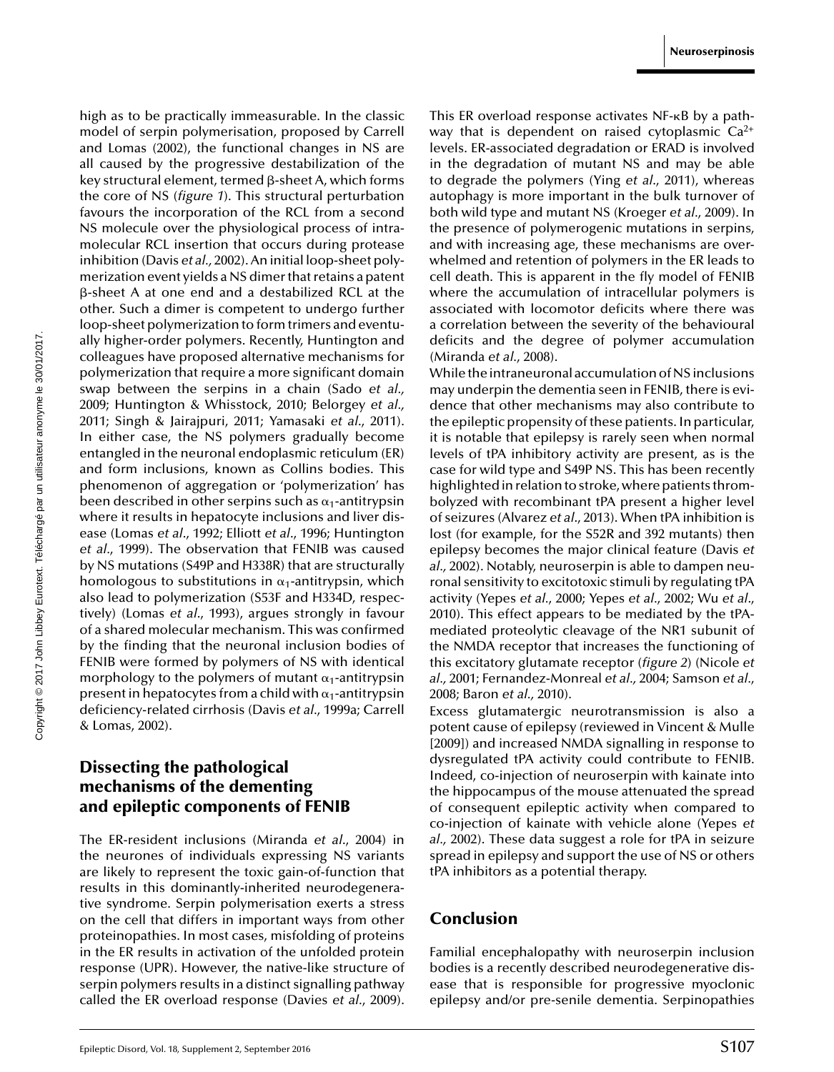high as to be practically immeasurable. In the classic model of serpin polymerisation, proposed by Carrell and Lomas (2002), the functional changes in NS are all caused by the progressive destabilization of the key structural element, termed β-sheet A, which forms the core of NS (*figure 1*). This structural perturbation favours the incorporation of the RCL from a second NS molecule over the physiological process of intramolecular RCL insertion that occurs during protease inhibition (Davis *et al.*, 2002). An initial loop-sheet polymerization event yields a NS dimer that retains a patent β-sheet A at one end and a destabilized RCL at the other. Such a dimer is competent to undergo further loop-sheet polymerization to form trimers and eventually higher-order polymers. Recently, Huntington and colleagues have proposed alternative mechanisms for polymerization that require a more significant domain swap between the serpins in a chain (Sado *et al.*, 2009; Huntington & Whisstock, 2010; Belorgey *et al.*, 2011; Singh & Jairajpuri, 2011; Yamasaki *et al.*, 2011). In either case, the NS polymers gradually become entangled in the neuronal endoplasmic reticulum (ER) and form inclusions, known as Collins bodies. This phenomenon of aggregation or 'polymerization' has been described in other serpins such as $\alpha_1$-antitrypsin where it results in hepatocyte inclusions and liver disease (Lomas *et al.*, 1992; Elliott *et al.*, 1996; Huntington *et al.*, 1999). The observation that FENIB was caused by NS mutations (S49P and H338R) that are structurally homologous to substitutions in $\alpha_1$-antitrypsin, which also lead to polymerization (S53F and H334D, respectively) (Lomas *et al.*, 1993), argues strongly in favour of a shared molecular mechanism. This was confirmed by the finding that the neuronal inclusion bodies of FENIB were formed by polymers of NS with identical morphology to the polymers of mutant $\alpha_1$-antitrypsin present in hepatocytes from a child with $\alpha_1$-antitrypsin deficiency-related cirrhosis (Davis *et al.*, 1999a; Carrell & Lomas, 2002).

## Dissecting the pathological mechanisms of the dementing and epileptic components of FENIB

The ER-resident inclusions (Miranda *et al.*, 2004) in the neurones of individuals expressing NS variants are likely to represent the toxic gain-of-function that results in this dominantly-inherited neurodegenerative syndrome. Serpin polymerisation exerts a stress on the cell that differs in important ways from other proteinopathies. In most cases, misfolding of proteins in the ER results in activation of the unfolded protein response (UPR). However, the native-like structure of serpin polymers results in a distinct signalling pathway called the ER overload response (Davies *et al.*, 2009). This ER overload response activates NF-κB by a pathway that is dependent on raised cytoplasmic $Ca^{2+}$ levels. ER-associated degradation or ERAD is involved in the degradation of mutant NS and may be able to degrade the polymers (Ying *et al.*, 2011), whereas autophagy is more important in the bulk turnover of both wild type and mutant NS (Kroeger *et al.*, 2009). In the presence of polymerogenic mutations in serpins, and with increasing age, these mechanisms are overwhelmed and retention of polymers in the ER leads to cell death. This is apparent in the fly model of FENIB where the accumulation of intracellular polymers is associated with locomotor deficits where there was a correlation between the severity of the behavioural deficits and the degree of polymer accumulation (Miranda *et al.*, 2008).

While the intraneuronal accumulation of NS inclusions may underpin the dementia seen in FENIB, there is evidence that other mechanisms may also contribute to the epileptic propensity of these patients. In particular, it is notable that epilepsy is rarely seen when normal levels of tPA inhibitory activity are present, as is the case for wild type and S49P NS. This has been recently highlighted in relation to stroke, where patients thrombolyzed with recombinant tPA present a higher level of seizures (Alvarez *et al.*, 2013). When tPA inhibition is lost (for example, for the S52R and 392 mutants) then epilepsy becomes the major clinical feature (Davis *et al.*, 2002). Notably, neuroserpin is able to dampen neuronal sensitivity to excitotoxic stimuli by regulating tPA activity (Yepes *et al.*, 2000; Yepes *et al.*, 2002; Wu *et al.*, 2010). This effect appears to be mediated by the tPA-mediated proteolytic cleavage of the NR1 subunit of the NMDA receptor that increases the functioning of this excitatory glutamate receptor (*figure 2*) (Nicole *et al.*, 2001; Fernandez-Monreal *et al.*, 2004; Samson *et al.*, 2008; Baron *et al.*, 2010).

Excess glutamatergic neurotransmission is also a potent cause of epilepsy (reviewed in Vincent & Mulle [2009]) and increased NMDA signalling in response to dysregulated tPA activity could contribute to FENIB. Indeed, co-injection of neuroserpin with kainate into the hippocampus of the mouse attenuated the spread of consequent epileptic activity when compared to co-injection of kainate with vehicle alone (Yepes *et al.*, 2002). These data suggest a role for tPA in seizure spread in epilepsy and support the use of NS or others tPA inhibitors as a potential therapy.

## Conclusion

Familial encephalopathy with neuroserpin inclusion bodies is a recently described neurodegenerative disease that is responsible for progressive myoclonic epilepsy and/or pre-senile dementia. Serpinopathies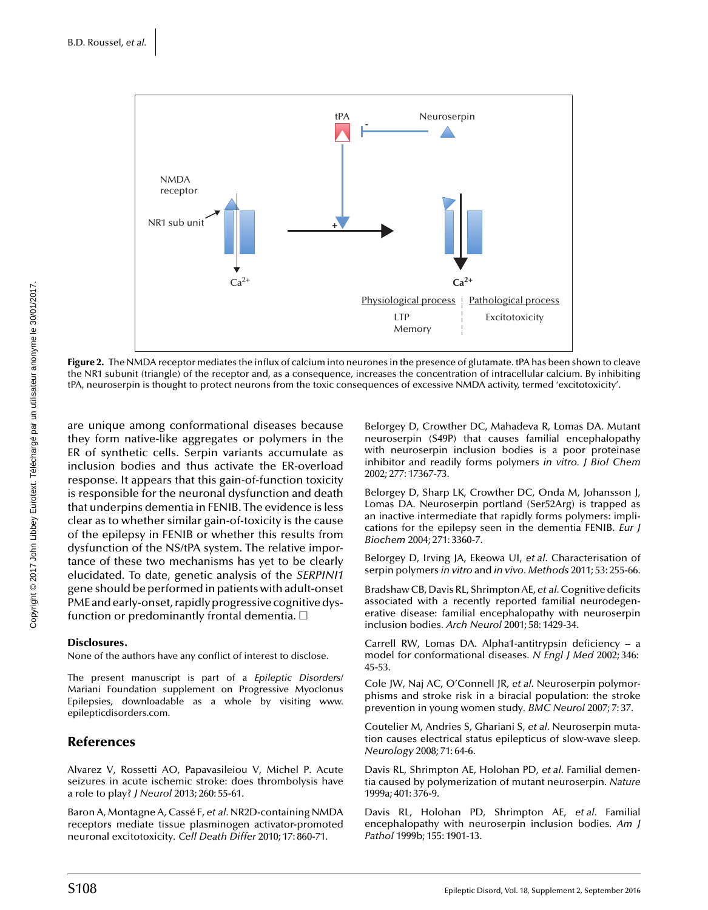**Figure 2.** The NMDA receptor mediates the influx of calcium into neurones in the presence of glutamate. tPA has been shown to cleave the NR1 subunit (triangle) of the receptor and, as a consequence, increases the concentration of intracellular calcium. By inhibiting tPA, neuroserpin is thought to protect neurons from the toxic consequences of excessive NMDA activity, termed 'excitotoxicity'.

are unique among conformational diseases because they form native-like aggregates or polymers in the ER of synthetic cells. Serpin variants accumulate as inclusion bodies and thus activate the ER-overload response. It appears that this gain-of-function toxicity is responsible for the neuronal dysfunction and death that underpins dementia in FENIB. The evidence is less clear as to whether similar gain-of-toxicity is the cause of the epilepsy in FENIB or whether this results from dysfunction of the NS/tPA system. The relative importance of these two mechanisms has yet to be clearly elucidated. To date, genetic analysis of the *SERPINI1* gene should be performed in patients with adult-onset PME and early-onset, rapidly progressive cognitive dysfunction or predominantly frontal dementia. □

### Disclosures.

None of the authors have any conflict of interest to disclose.

The present manuscript is part of a *Epileptic Disorders*/Mariani Foundation supplement on Progressive Myoclonus Epilepsies, downloadable as a whole by visiting www.epilepticdisorders.com.

## References

Alvarez V, Rossetti AO, Papavasileiou V, Michel P. Acute seizures in acute ischemic stroke: does thrombolysis have a role to play? *J Neurol* 2013; 260: 55-61.

Baron A, Montagne A, Cassé F, *et al*. NR2D-containing NMDA receptors mediate tissue plasminogen activator-promoted neuronal excitotoxicity. *Cell Death Differ* 2010; 17: 860-71.

Belorgey D, Crowther DC, Mahadeva R, Lomas DA. Mutant neuroserpin (S49P) that causes familial encephalopathy with neuroserpin inclusion bodies is a poor proteinase inhibitor and readily forms polymers *in vitro*. *J Biol Chem* 2002; 277: 17367-73.

Belorgey D, Sharp LK, Crowther DC, Onda M, Johansson J, Lomas DA. Neuroserpin portland (Ser52Arg) is trapped as an inactive intermediate that rapidly forms polymers: implications for the epilepsy seen in the dementia FENIB. *Eur J Biochem* 2004; 271: 3360-7.

Belorgey D, Irving JA, Ekeowa UI, *et al*. Characterisation of serpin polymers *in vitro* and *in vivo*. *Methods* 2011; 53: 255-66.

Bradshaw CB, Davis RL, Shrimpton AE, *et al*. Cognitive deficits associated with a recently reported familial neurodegenerative disease: familial encephalopathy with neuroserpin inclusion bodies. *Arch Neurol* 2001; 58: 1429-34.

Carrell RW, Lomas DA. Alpha1-antitrypsin deficiency – a model for conformational diseases. *N Engl J Med* 2002; 346: 45-53.

Cole JW, Naj AC, O'Connell JR, *et al*. Neuroserpin polymorphisms and stroke risk in a biracial population: the stroke prevention in young women study. *BMC Neurol* 2007; 7: 37.

Coutelier M, Andries S, Ghariani S, *et al*. Neuroserpin mutation causes electrical status epilepticus of slow-wave sleep. *Neurology* 2008; 71: 64-6.

Davis RL, Shrimpton AE, Holohan PD, *et al*. Familial dementia caused by polymerization of mutant neuroserpin. *Nature* 1999a; 401: 376-9.

Davis RL, Holohan PD, Shrimpton AE, *et al*. Familial encephalopathy with neuroserpin inclusion bodies. *Am J Pathol* 1999b; 155: 1901-13.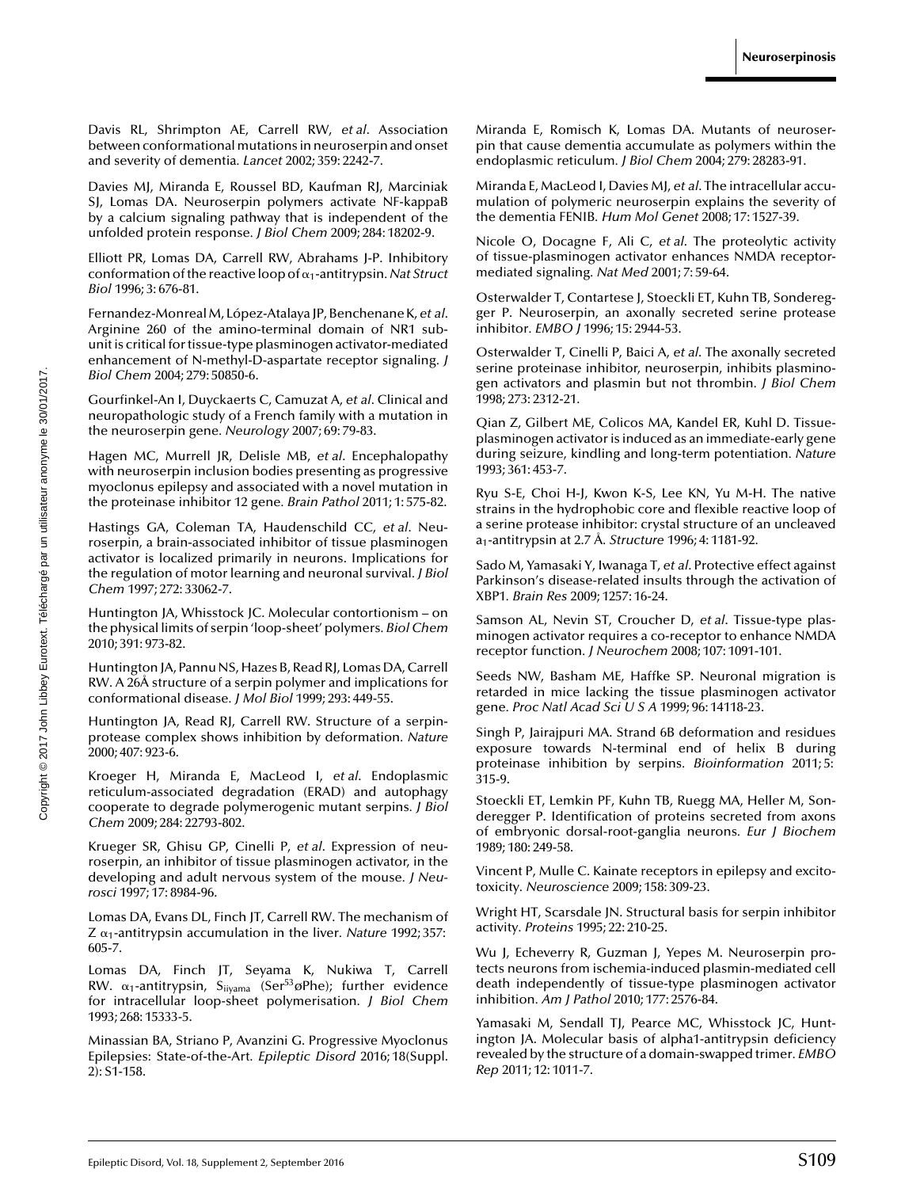Davis RL, Shrimpton AE, Carrell RW, *et al*. Association between conformational mutations in neuroserpin and onset and severity of dementia. *Lancet* 2002; 359: 2242-7.

Davies MJ, Miranda E, Roussel BD, Kaufman RJ, Marciniak SJ, Lomas DA. Neuroserpin polymers activate NF-kappaB by a calcium signaling pathway that is independent of the unfolded protein response. *J Biol Chem* 2009; 284: 18202-9.

Elliott PR, Lomas DA, Carrell RW, Abrahams J-P. Inhibitory conformation of the reactive loop of $\alpha_1$-antitrypsin. *Nat Struct Biol* 1996; 3: 676-81.

Fernandez-Monreal M, López-Atalaya JP, Benchenane K, *et al*. Arginine 260 of the amino-terminal domain of NR1 subunit is critical for tissue-type plasminogen activator-mediated enhancement of N-methyl-D-aspartate receptor signaling. *J Biol Chem* 2004; 279: 50850-6.

Gourfinkel-An I, Duyckaerts C, Camuzat A, *et al*. Clinical and neuropathologic study of a French family with a mutation in the neuroserpin gene. *Neurology* 2007; 69: 79-83.

Hagen MC, Murrell JR, Delisle MB, *et al*. Encephalopathy with neuroserpin inclusion bodies presenting as progressive myoclonus epilepsy and associated with a novel mutation in the proteinase inhibitor 12 gene. *Brain Pathol* 2011; 1: 575-82.

Hastings GA, Coleman TA, Haudenschild CC, *et al*. Neuroserpin, a brain-associated inhibitor of tissue plasminogen activator is localized primarily in neurons. Implications for the regulation of motor learning and neuronal survival. *J Biol Chem* 1997; 272: 33062-7.

Huntington JA, Whisstock JC. Molecular contortionism – on the physical limits of serpin 'loop-sheet' polymers. *Biol Chem* 2010; 391: 973-82.

Huntington JA, Pannu NS, Hazes B, Read RJ, Lomas DA, Carrell RW. A 26Å structure of a serpin polymer and implications for conformational disease. *J Mol Biol* 1999; 293: 449-55.

Huntington JA, Read RJ, Carrell RW. Structure of a serpin-protease complex shows inhibition by deformation. *Nature* 2000; 407: 923-6.

Kroeger H, Miranda E, MacLeod I, *et al*. Endoplasmic reticulum-associated degradation (ERAD) and autophagy cooperate to degrade polymerogenic mutant serpins. *J Biol Chem* 2009; 284: 22793-802.

Krueger SR, Ghisu GP, Cinelli P, *et al*. Expression of neuroserpin, an inhibitor of tissue plasminogen activator, in the developing and adult nervous system of the mouse. *J Neurosci* 1997; 17: 8984-96.

Lomas DA, Evans DL, Finch JT, Carrell RW. The mechanism of Z $\alpha_1$-antitrypsin accumulation in the liver. *Nature* 1992; 357: 605-7.

Lomas DA, Finch JT, Seyama K, Nukiwa T, Carrell RW. $\alpha_1$-antitrypsin, $S_{iiyama}$ (Ser[53]øPhe); further evidence for intracellular loop-sheet polymerisation. *J Biol Chem* 1993; 268: 15333-5.

Minassian BA, Striano P, Avanzini G. Progressive Myoclonus Epilepsies: State-of-the-Art. *Epileptic Disord* 2016; 18(Suppl. 2): S1-158.

Miranda E, Romisch K, Lomas DA. Mutants of neuroserpin that cause dementia accumulate as polymers within the endoplasmic reticulum. *J Biol Chem* 2004; 279: 28283-91.

Miranda E, MacLeod I, Davies MJ, *et al*. The intracellular accumulation of polymeric neuroserpin explains the severity of the dementia FENIB. *Hum Mol Genet* 2008; 17: 1527-39.

Nicole O, Docagne F, Ali C, *et al*. The proteolytic activity of tissue-plasminogen activator enhances NMDA receptor-mediated signaling. *Nat Med* 2001; 7: 59-64.

Osterwalder T, Contartese J, Stoeckli ET, Kuhn TB, Sonderegger P. Neuroserpin, an axonally secreted serine protease inhibitor. *EMBO J* 1996; 15: 2944-53.

Osterwalder T, Cinelli P, Baici A, *et al*. The axonally secreted serine proteinase inhibitor, neuroserpin, inhibits plasminogen activators and plasmin but not thrombin. *J Biol Chem* 1998; 273: 2312-21.

Qian Z, Gilbert ME, Colicos MA, Kandel ER, Kuhl D. Tissue-plasminogen activator is induced as an immediate-early gene during seizure, kindling and long-term potentiation. *Nature* 1993; 361: 453-7.

Ryu S-E, Choi H-J, Kwon K-S, Lee KN, Yu M-H. The native strains in the hydrophobic core and flexible reactive loop of a serine protease inhibitor: crystal structure of an uncleaved $a_1$-antitrypsin at 2.7 Å. *Structure* 1996; 4: 1181-92.

Sado M, Yamasaki Y, Iwanaga T, *et al*. Protective effect against Parkinson's disease-related insults through the activation of XBP1. *Brain Res* 2009; 1257: 16-24.

Samson AL, Nevin ST, Croucher D, *et al*. Tissue-type plasminogen activator requires a co-receptor to enhance NMDA receptor function. *J Neurochem* 2008; 107: 1091-101.

Seeds NW, Basham ME, Haffke SP. Neuronal migration is retarded in mice lacking the tissue plasminogen activator gene. *Proc Natl Acad Sci U S A* 1999; 96: 14118-23.

Singh P, Jairajpuri MA. Strand 6B deformation and residues exposure towards N-terminal end of helix B during proteinase inhibition by serpins. *Bioinformation* 2011; 5: 315-9.

Stoeckli ET, Lemkin PF, Kuhn TB, Ruegg MA, Heller M, Sonderegger P. Identification of proteins secreted from axons of embryonic dorsal-root-ganglia neurons. *Eur J Biochem* 1989; 180: 249-58.

Vincent P, Mulle C. Kainate receptors in epilepsy and excitotoxicity. *Neuroscience* 2009; 158: 309-23.

Wright HT, Scarsdale JN. Structural basis for serpin inhibitor activity. *Proteins* 1995; 22: 210-25.

Wu J, Echeverry R, Guzman J, Yepes M. Neuroserpin protects neurons from ischemia-induced plasmin-mediated cell death independently of tissue-type plasminogen activator inhibition. *Am J Pathol* 2010; 177: 2576-84.

Yamasaki M, Sendall TJ, Pearce MC, Whisstock JC, Huntington JA. Molecular basis of alpha1-antitrypsin deficiency revealed by the structure of a domain-swapped trimer. *EMBO Rep* 2011; 12: 1011-7.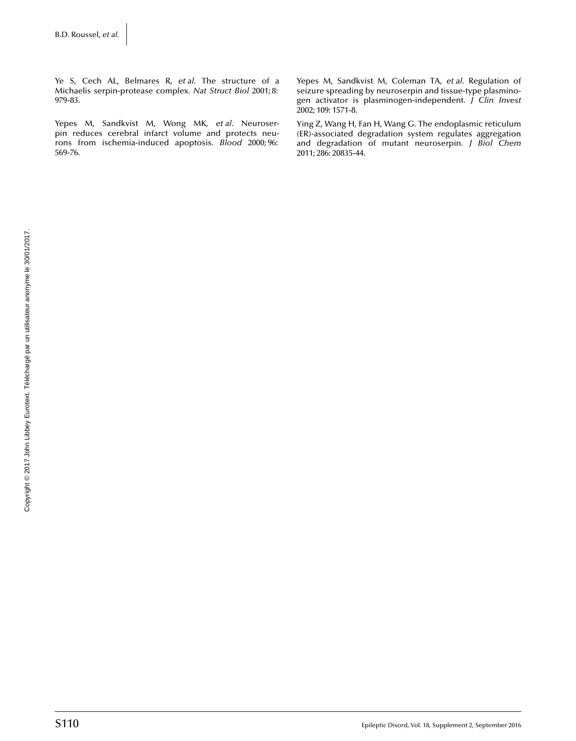Ye S, Cech AL, Belmares R, *et al*. The structure of a Michaelis serpin-protease complex. *Nat Struct Biol* 2001; 8: 979-83.

Yepes M, Sandkvist M, Wong MK, *et al*. Neuroserpin reduces cerebral infarct volume and protects neurons from ischemia-induced apoptosis. *Blood* 2000; 96: 569-76.

Yepes M, Sandkvist M, Coleman TA, *et al*. Regulation of seizure spreading by neuroserpin and tissue-type plasminogen activator is plasminogen-independent. *J Clin Invest* 2002; 109: 1571-8.

Ying Z, Wang H, Fan H, Wang G. The endoplasmic reticulum (ER)-associated degradation system regulates aggregation and degradation of mutant neuroserpin. *J Biol Chem* 2011; 286: 20835-44.